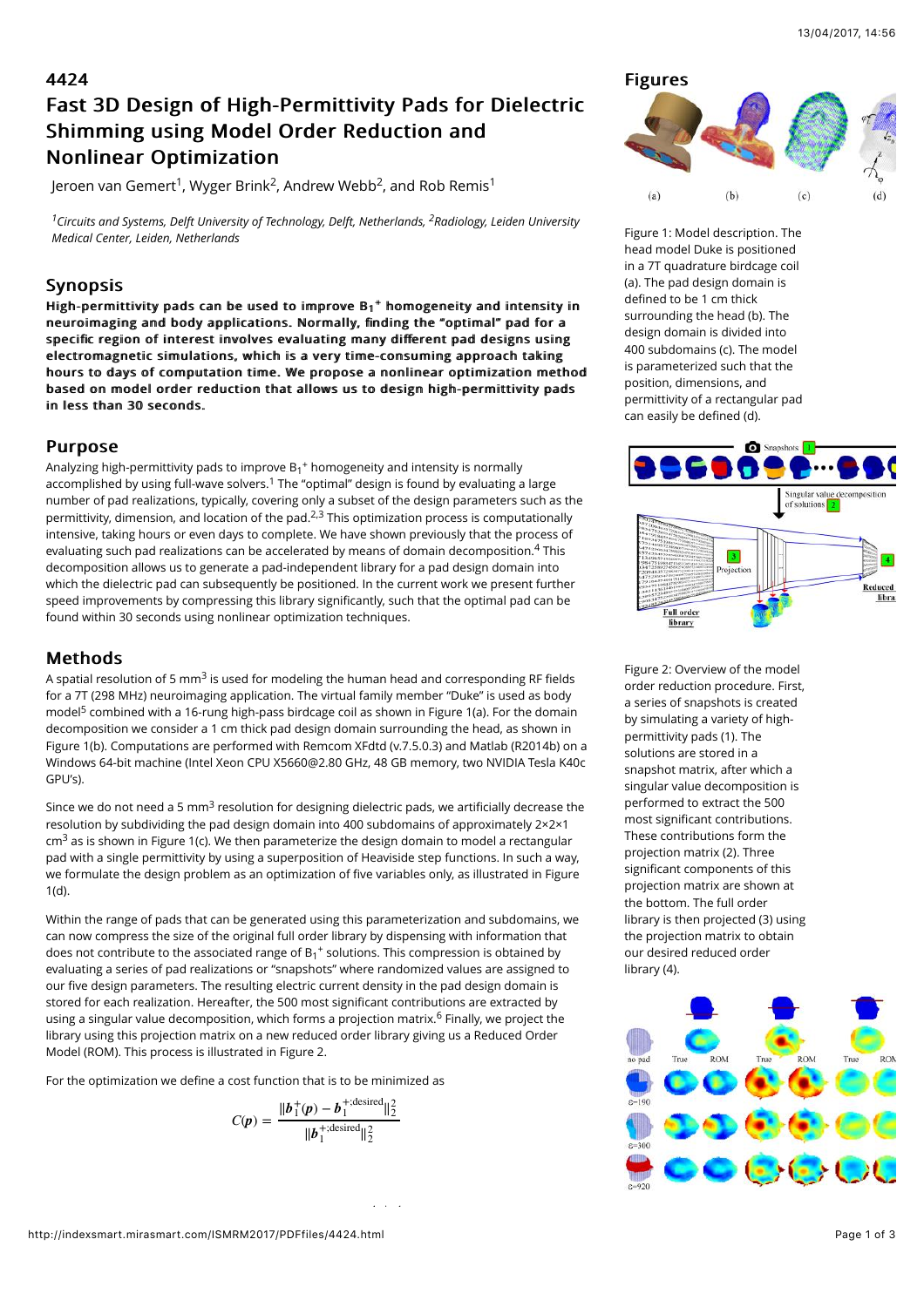# 4424

# Fast 3D Design of High-Permittivity Pads for Dielectric Shimming using Model Order Reduction and Nonlinear Optimization

Jeroen van Gemert[1], Wyger Brink[2], Andrew Webb[2], and Rob Remis[1]

*[1]Circuits and Systems, Delft University of Technology, Delft, Netherlands, [2]Radiology, Leiden University Medical Center, Leiden, Netherlands*

## Synopsis

**High-permittivity pads can be used to improve $B_1^+$ homogeneity and intensity in neuroimaging and body applications. Normally, finding the "optimal" pad for a specific region of interest involves evaluating many different pad designs using electromagnetic simulations, which is a very time-consuming approach taking hours to days of computation time. We propose a nonlinear optimization method based on model order reduction that allows us to design high-permittivity pads in less than 30 seconds.**

## Purpose

Analyzing high-permittivity pads to improve $B_1^+$ homogeneity and intensity is normally accomplished by using full-wave solvers.[1] The "optimal" design is found by evaluating a large number of pad realizations, typically, covering only a subset of the design parameters such as the permittivity, dimension, and location of the pad.[2,3] This optimization process is computationally intensive, taking hours or even days to complete. We have shown previously that the process of evaluating such pad realizations can be accelerated by means of domain decomposition.[4] This decomposition allows us to generate a pad-independent library for a pad design domain into which the dielectric pad can subsequently be positioned. In the current work we present further speed improvements by compressing this library significantly, such that the optimal pad can be found within 30 seconds using nonlinear optimization techniques.

## Methods

A spatial resolution of 5 mm$^3$ is used for modeling the human head and corresponding RF fields for a 7T (298 MHz) neuroimaging application. The virtual family member "Duke" is used as body model[5] combined with a 16-rung high-pass birdcage coil as shown in Figure 1(a). For the domain decomposition we consider a 1 cm thick pad design domain surrounding the head, as shown in Figure 1(b). Computations are performed with Remcom XFdtd (v.7.5.0.3) and Matlab (R2014b) on a Windows 64-bit machine (Intel Xeon CPU X5660@2.80 GHz, 48 GB memory, two NVIDIA Tesla K40c GPU's).

Since we do not need a 5 mm$^3$ resolution for designing dielectric pads, we artificially decrease the resolution by subdividing the pad design domain into 400 subdomains of approximately 2×2×1 cm$^3$ as is shown in Figure 1(c). We then parameterize the design domain to model a rectangular pad with a single permittivity by using a superposition of Heaviside step functions. In such a way, we formulate the design problem as an optimization of five variables only, as illustrated in Figure 1(d).

Within the range of pads that can be generated using this parameterization and subdomains, we can now compress the size of the original full order library by dispensing with information that does not contribute to the associated range of $B_1^+$ solutions. This compression is obtained by evaluating a series of pad realizations or "snapshots" where randomized values are assigned to our five design parameters. The resulting electric current density in the pad design domain is stored for each realization. Hereafter, the 500 most significant contributions are extracted by using a singular value decomposition, which forms a projection matrix.[6] Finally, we project the library using this projection matrix on a new reduced order library giving us a Reduced Order Model (ROM). This process is illustrated in Figure 2.

For the optimization we define a cost function that is to be minimized as

$$C(\boldsymbol{p}) = \frac{\|\boldsymbol{b}_1^+(\boldsymbol{p}) - \boldsymbol{b}_1^{+;\text{desired}}\|_2^2}{\|\boldsymbol{b}_1^{+;\text{desired}}\|_2^2}$$

## Figures

Figure 1: Model description. The head model Duke is positioned in a 7T quadrature birdcage coil (a). The pad design domain is defined to be 1 cm thick surrounding the head (b). The design domain is divided into 400 subdomains (c). The model is parameterized such that the position, dimensions, and permittivity of a rectangular pad can easily be defined (d).

Figure 2: Overview of the model order reduction procedure. First, a series of snapshots is created by simulating a variety of high-permittivity pads (1). The solutions are stored in a snapshot matrix, after which a singular value decomposition is performed to extract the 500 most significant contributions. These contributions form the projection matrix (2). Three significant components of this projection matrix are shown at the bottom. The full order library is then projected (3) using the projection matrix to obtain our desired reduced order library (4).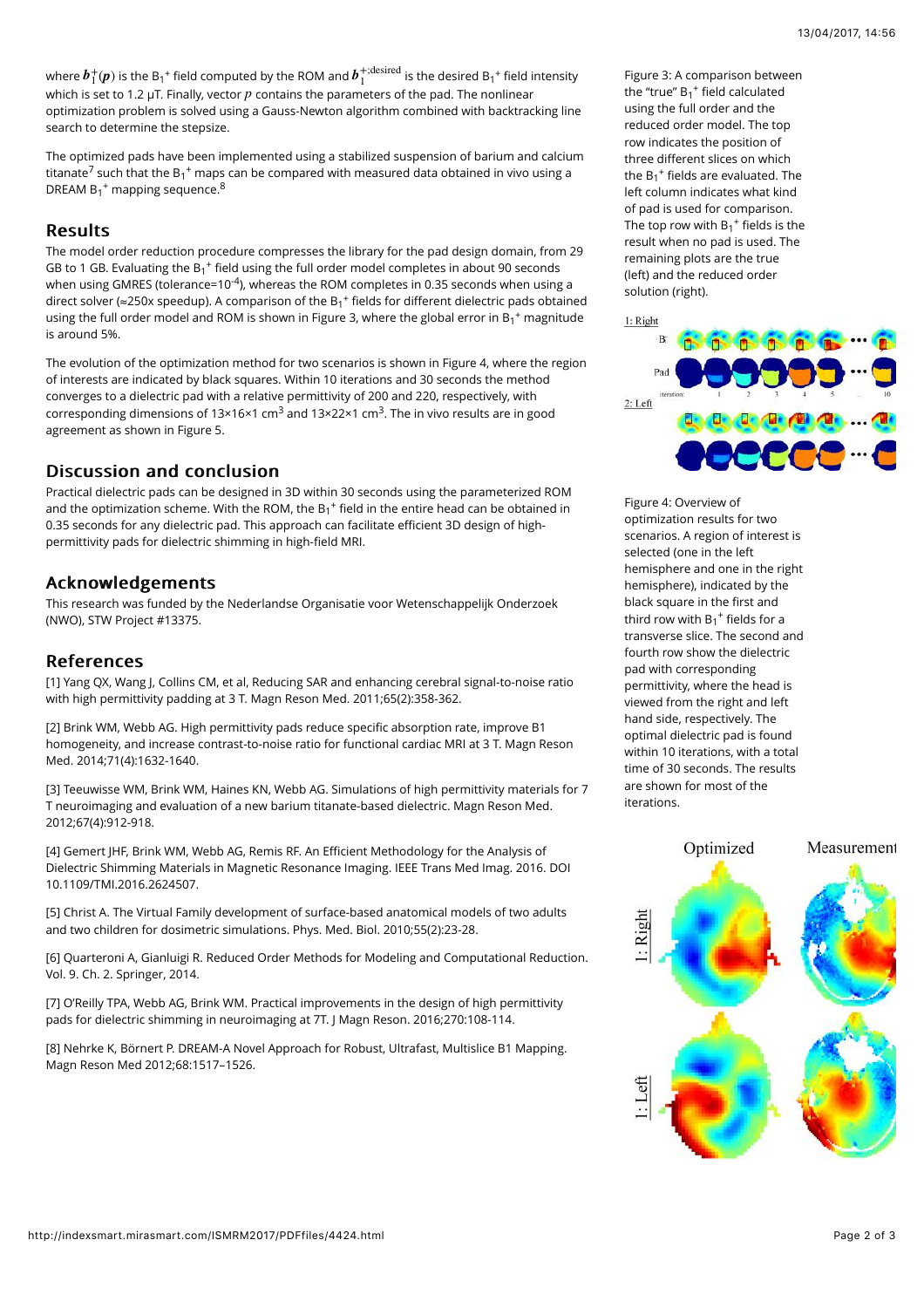where $\boldsymbol{b}_1^+(\boldsymbol{p})$ is the $B_1^+$ field computed by the ROM and $\boldsymbol{b}_1^{+;\text{desired}}$ is the desired $B_1^+$ field intensity which is set to 1.2 μT. Finally, vector $p$ contains the parameters of the pad. The nonlinear optimization problem is solved using a Gauss-Newton algorithm combined with backtracking line search to determine the stepsize.

The optimized pads have been implemented using a stabilized suspension of barium and calcium titanate[7] such that the $B_1^+$ maps can be compared with measured data obtained in vivo using a DREAM $B_1^+$ mapping sequence.[8]

## Results

The model order reduction procedure compresses the library for the pad design domain, from 29 GB to 1 GB. Evaluating the $B_1^+$ field using the full order model completes in about 90 seconds when using GMRES (tolerance=$10^{-4}$), whereas the ROM completes in 0.35 seconds when using a direct solver (≈250x speedup). A comparison of the $B_1^+$ fields for different dielectric pads obtained using the full order model and ROM is shown in Figure 3, where the global error in $B_1^+$ magnitude is around 5%.

The evolution of the optimization method for two scenarios is shown in Figure 4, where the region of interests are indicated by black squares. Within 10 iterations and 30 seconds the method converges to a dielectric pad with a relative permittivity of 200 and 220, respectively, with corresponding dimensions of 13×16×1 $cm^3$ and 13×22×1 $cm^3$. The in vivo results are in good agreement as shown in Figure 5.

## Discussion and conclusion

Practical dielectric pads can be designed in 3D within 30 seconds using the parameterized ROM and the optimization scheme. With the ROM, the $B_1^+$ field in the entire head can be obtained in 0.35 seconds for any dielectric pad. This approach can facilitate efficient 3D design of high-permittivity pads for dielectric shimming in high-field MRI.

## Acknowledgements

This research was funded by the Nederlandse Organisatie voor Wetenschappelijk Onderzoek (NWO), STW Project #13375.

## References

[1] Yang QX, Wang J, Collins CM, et al, Reducing SAR and enhancing cerebral signal-to-noise ratio with high permittivity padding at 3 T. Magn Reson Med. 2011;65(2):358-362.

[2] Brink WM, Webb AG. High permittivity pads reduce specific absorption rate, improve B1 homogeneity, and increase contrast-to-noise ratio for functional cardiac MRI at 3 T. Magn Reson Med. 2014;71(4):1632-1640.

[3] Teeuwisse WM, Brink WM, Haines KN, Webb AG. Simulations of high permittivity materials for 7 T neuroimaging and evaluation of a new barium titanate-based dielectric. Magn Reson Med. 2012;67(4):912-918.

[4] Gemert JHF, Brink WM, Webb AG, Remis RF. An Efficient Methodology for the Analysis of Dielectric Shimming Materials in Magnetic Resonance Imaging. IEEE Trans Med Imag. 2016. DOI 10.1109/TMI.2016.2624507.

[5] Christ A. The Virtual Family development of surface-based anatomical models of two adults and two children for dosimetric simulations. Phys. Med. Biol. 2010;55(2):23-28.

[6] Quarteroni A, Gianluigi R. Reduced Order Methods for Modeling and Computational Reduction. Vol. 9. Ch. 2. Springer, 2014.

[7] O'Reilly TPA, Webb AG, Brink WM. Practical improvements in the design of high permittivity pads for dielectric shimming in neuroimaging at 7T. J Magn Reson. 2016;270:108-114.

[8] Nehrke K, Börnert P. DREAM-A Novel Approach for Robust, Ultrafast, Multislice B1 Mapping. Magn Reson Med 2012;68:1517–1526.

Figure 3: A comparison between the "true" $B_1^+$ field calculated using the full order and the reduced order model. The top row indicates the position of three different slices on which the $B_1^+$ fields are evaluated. The left column indicates what kind of pad is used for comparison. The top row with $B_1^+$ fields is the result when no pad is used. The remaining plots are the true (left) and the reduced order solution (right).

Figure 4: Overview of optimization results for two scenarios. A region of interest is selected (one in the left hemisphere and one in the right hemisphere), indicated by the black square in the first and third row with $B_1^+$ fields for a transverse slice. The second and fourth row show the dielectric pad with corresponding permittivity, where the head is viewed from the right and left hand side, respectively. The optimal dielectric pad is found within 10 iterations, with a total time of 30 seconds. The results are shown for most of the iterations.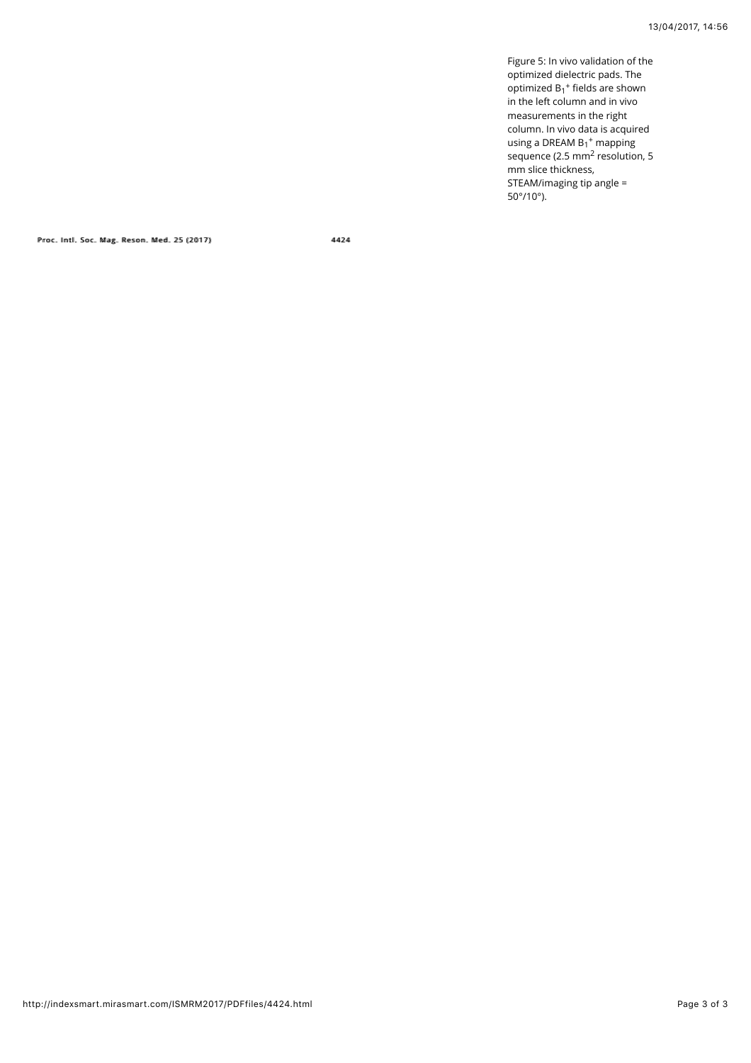Figure 5: In vivo validation of the optimized dielectric pads. The optimized $B_1^+$ fields are shown in the left column and in vivo measurements in the right column. In vivo data is acquired using a DREAM $B_1^+$ mapping sequence (2.5 $mm^2$ resolution, 5 mm slice thickness, STEAM/imaging tip angle = 50°/10°).